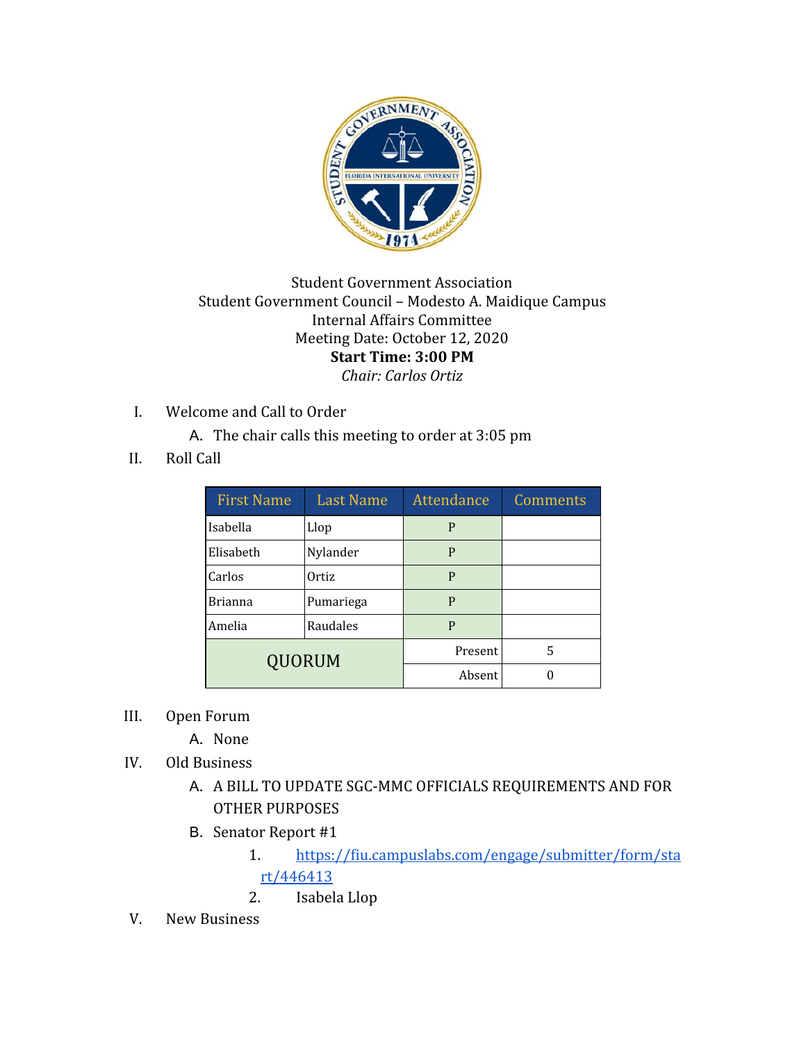Student Government Association
Student Government Council – Modesto A. Maidique Campus
Internal Affairs Committee
Meeting Date: October 12, 2020
**Start Time: 3:00 PM**
*Chair: Carlos Ortiz*

I. Welcome and Call to Order
   A. The chair calls this meeting to order at 3:05 pm

II. Roll Call

| First Name | Last Name | Attendance | Comments |
|---|---|---|---|
| Isabella | Llop | P | |
| Elisabeth | Nylander | P | |
| Carlos | Ortiz | P | |
| Brianna | Pumariega | P | |
| Amelia | Raudales | P | |
| QUORUM | | Present | 5 |
| | | Absent | 0 |

III. Open Forum
   A. None

IV. Old Business
   A. A BILL TO UPDATE SGC-MMC OFFICIALS REQUIREMENTS AND FOR OTHER PURPOSES
   B. Senator Report #1
      1. https://fiu.campuslabs.com/engage/submitter/form/start/446413
      2. Isabela Llop

V. New Business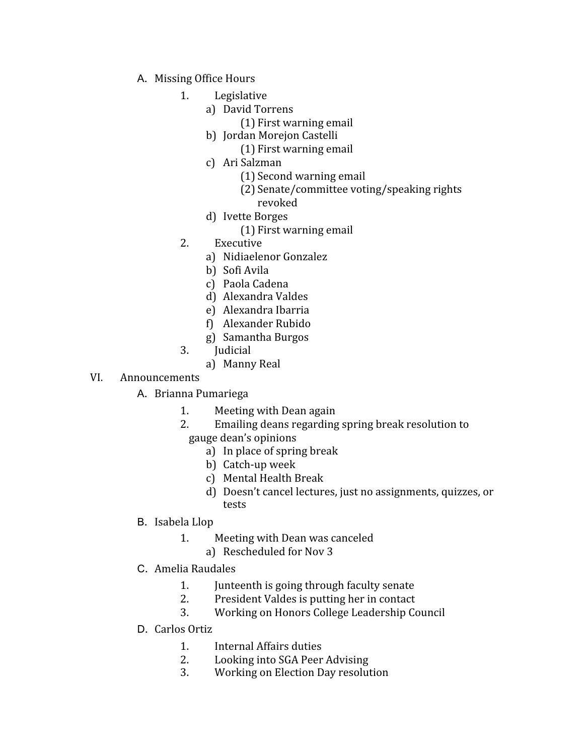- A. Missing Office Hours
  - 1. Legislative
    - a) David Torrens
      - (1) First warning email
    - b) Jordan Morejon Castelli
      - (1) First warning email
    - c) Ari Salzman
      - (1) Second warning email
      - (2) Senate/committee voting/speaking rights revoked
    - d) Ivette Borges
      - (1) First warning email
  - 2. Executive
    - a) Nidiaelenor Gonzalez
    - b) Sofi Avila
    - c) Paola Cadena
    - d) Alexandra Valdes
    - e) Alexandra Ibarria
    - f) Alexander Rubido
    - g) Samantha Burgos
  - 3. Judicial
    - a) Manny Real

VI. Announcements

- A. Brianna Pumariega
  - 1. Meeting with Dean again
  - 2. Emailing deans regarding spring break resolution to gauge dean's opinions
    - a) In place of spring break
    - b) Catch-up week
    - c) Mental Health Break
    - d) Doesn't cancel lectures, just no assignments, quizzes, or tests
- B. Isabela Llop
  - 1. Meeting with Dean was canceled
    - a) Rescheduled for Nov 3
- C. Amelia Raudales
  - 1. Junteenth is going through faculty senate
  - 2. President Valdes is putting her in contact
  - 3. Working on Honors College Leadership Council
- D. Carlos Ortiz
  - 1. Internal Affairs duties
  - 2. Looking into SGA Peer Advising
  - 3. Working on Election Day resolution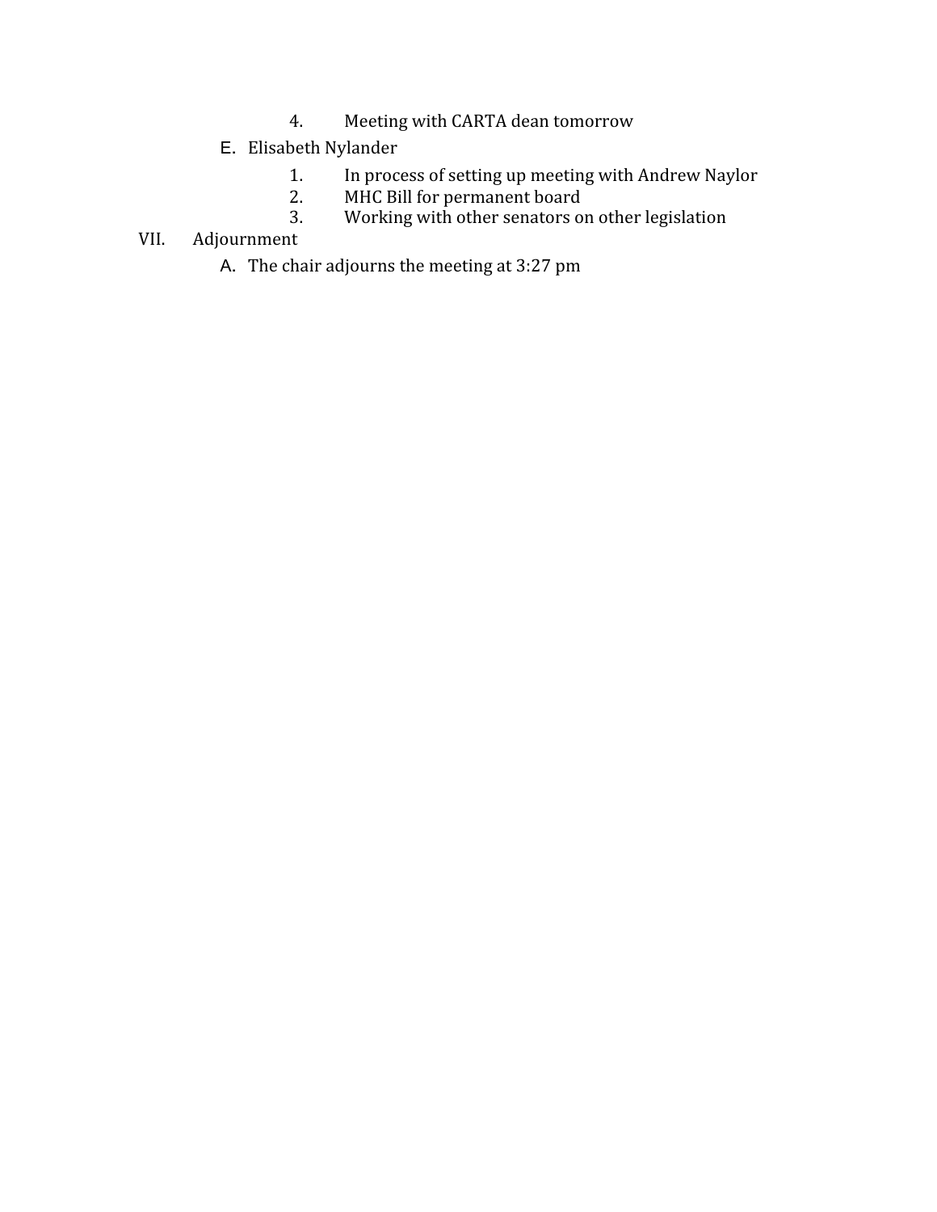4. Meeting with CARTA dean tomorrow

E. Elisabeth Nylander

1. In process of setting up meeting with Andrew Naylor
2. MHC Bill for permanent board
3. Working with other senators on other legislation

VII. Adjournment

A. The chair adjourns the meeting at 3:27 pm